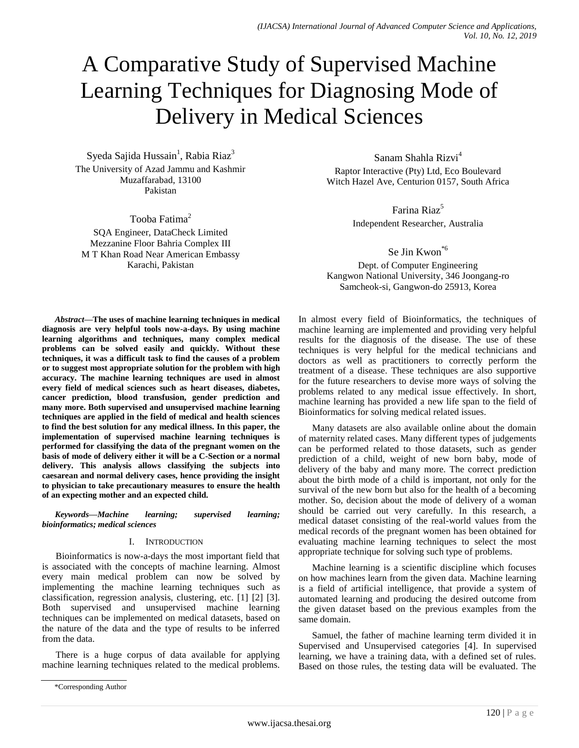# A Comparative Study of Supervised Machine Learning Techniques for Diagnosing Mode of Delivery in Medical Sciences

Syeda Sajida Hussain[1], Rabia Riaz[3]
The University of Azad Jammu and Kashmir
Muzaffarabad, 13100
Pakistan

Tooba Fatima[2]
SQA Engineer, DataCheck Limited
Mezzanine Floor Bahria Complex III
M T Khan Road Near American Embassy
Karachi, Pakistan

Sanam Shahla Rizvi[4]
Raptor Interactive (Pty) Ltd, Eco Boulevard
Witch Hazel Ave, Centurion 0157, South Africa

Farina Riaz[5]
Independent Researcher, Australia

Se Jin Kwon[*6]
Dept. of Computer Engineering
Kangwon National University, 346 Joongang-ro
Samcheok-si, Gangwon-do 25913, Korea

***Abstract*—The uses of machine learning techniques in medical diagnosis are very helpful tools now-a-days. By using machine learning algorithms and techniques, many complex medical problems can be solved easily and quickly. Without these techniques, it was a difficult task to find the causes of a problem or to suggest most appropriate solution for the problem with high accuracy. The machine learning techniques are used in almost every field of medical sciences such as heart diseases, diabetes, cancer prediction, blood transfusion, gender prediction and many more. Both supervised and unsupervised machine learning techniques are applied in the field of medical and health sciences to find the best solution for any medical illness. In this paper, the implementation of supervised machine learning techniques is performed for classifying the data of the pregnant women on the basis of mode of delivery either it will be a C-Section or a normal delivery. This analysis allows classifying the subjects into caesarean and normal delivery cases, hence providing the insight to physician to take precautionary measures to ensure the health of an expecting mother and an expected child.**

***Keywords*—*Machine learning; supervised learning; bioinformatics; medical sciences***

## I. Introduction

Bioinformatics is now-a-days the most important field that is associated with the concepts of machine learning. Almost every main medical problem can now be solved by implementing the machine learning techniques such as classification, regression analysis, clustering, etc. [1] [2] [3]. Both supervised and unsupervised machine learning techniques can be implemented on medical datasets, based on the nature of the data and the type of results to be inferred from the data.

There is a huge corpus of data available for applying machine learning techniques related to the medical problems. In almost every field of Bioinformatics, the techniques of machine learning are implemented and providing very helpful results for the diagnosis of the disease. The use of these techniques is very helpful for the medical technicians and doctors as well as practitioners to correctly perform the treatment of a disease. These techniques are also supportive for the future researchers to devise more ways of solving the problems related to any medical issue effectively. In short, machine learning has provided a new life span to the field of Bioinformatics for solving medical related issues.

Many datasets are also available online about the domain of maternity related cases. Many different types of judgements can be performed related to those datasets, such as gender prediction of a child, weight of new born baby, mode of delivery of the baby and many more. The correct prediction about the birth mode of a child is important, not only for the survival of the new born but also for the health of a becoming mother. So, decision about the mode of delivery of a woman should be carried out very carefully. In this research, a medical dataset consisting of the real-world values from the medical records of the pregnant women has been obtained for evaluating machine learning techniques to select the most appropriate technique for solving such type of problems.

Machine learning is a scientific discipline which focuses on how machines learn from the given data. Machine learning is a field of artificial intelligence, that provide a system of automated learning and producing the desired outcome from the given dataset based on the previous examples from the same domain.

Samuel, the father of machine learning term divided it in Supervised and Unsupervised categories [4]. In supervised learning, we have a training data, with a defined set of rules. Based on those rules, the testing data will be evaluated. The

*Corresponding Author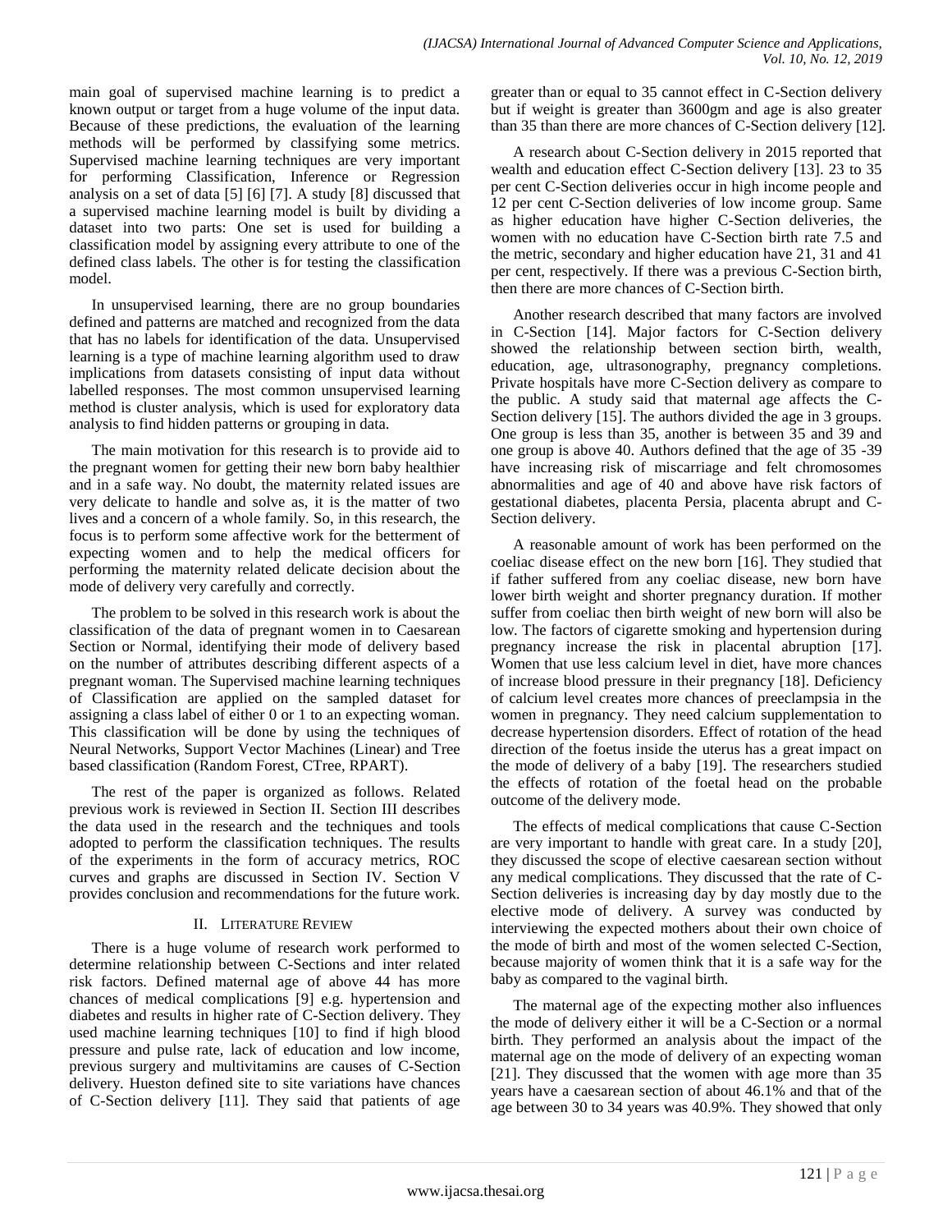main goal of supervised machine learning is to predict a known output or target from a huge volume of the input data. Because of these predictions, the evaluation of the learning methods will be performed by classifying some metrics. Supervised machine learning techniques are very important for performing Classification, Inference or Regression analysis on a set of data [5] [6] [7]. A study [8] discussed that a supervised machine learning model is built by dividing a dataset into two parts: One set is used for building a classification model by assigning every attribute to one of the defined class labels. The other is for testing the classification model.

In unsupervised learning, there are no group boundaries defined and patterns are matched and recognized from the data that has no labels for identification of the data. Unsupervised learning is a type of machine learning algorithm used to draw implications from datasets consisting of input data without labelled responses. The most common unsupervised learning method is cluster analysis, which is used for exploratory data analysis to find hidden patterns or grouping in data.

The main motivation for this research is to provide aid to the pregnant women for getting their new born baby healthier and in a safe way. No doubt, the maternity related issues are very delicate to handle and solve as, it is the matter of two lives and a concern of a whole family. So, in this research, the focus is to perform some affective work for the betterment of expecting women and to help the medical officers for performing the maternity related delicate decision about the mode of delivery very carefully and correctly.

The problem to be solved in this research work is about the classification of the data of pregnant women in to Caesarean Section or Normal, identifying their mode of delivery based on the number of attributes describing different aspects of a pregnant woman. The Supervised machine learning techniques of Classification are applied on the sampled dataset for assigning a class label of either 0 or 1 to an expecting woman. This classification will be done by using the techniques of Neural Networks, Support Vector Machines (Linear) and Tree based classification (Random Forest, CTree, RPART).

The rest of the paper is organized as follows. Related previous work is reviewed in Section II. Section III describes the data used in the research and the techniques and tools adopted to perform the classification techniques. The results of the experiments in the form of accuracy metrics, ROC curves and graphs are discussed in Section IV. Section V provides conclusion and recommendations for the future work.

## II. Literature Review

There is a huge volume of research work performed to determine relationship between C-Sections and inter related risk factors. Defined maternal age of above 44 has more chances of medical complications [9] e.g. hypertension and diabetes and results in higher rate of C-Section delivery. They used machine learning techniques [10] to find if high blood pressure and pulse rate, lack of education and low income, previous surgery and multivitamins are causes of C-Section delivery. Hueston defined site to site variations have chances of C-Section delivery [11]. They said that patients of age greater than or equal to 35 cannot effect in C-Section delivery but if weight is greater than 3600gm and age is also greater than 35 than there are more chances of C-Section delivery [12].

A research about C-Section delivery in 2015 reported that wealth and education effect C-Section delivery [13]. 23 to 35 per cent C-Section deliveries occur in high income people and 12 per cent C-Section deliveries of low income group. Same as higher education have higher C-Section deliveries, the women with no education have C-Section birth rate 7.5 and the metric, secondary and higher education have 21, 31 and 41 per cent, respectively. If there was a previous C-Section birth, then there are more chances of C-Section birth.

Another research described that many factors are involved in C-Section [14]. Major factors for C-Section delivery showed the relationship between section birth, wealth, education, age, ultrasonography, pregnancy completions. Private hospitals have more C-Section delivery as compare to the public. A study said that maternal age affects the C-Section delivery [15]. The authors divided the age in 3 groups. One group is less than 35, another is between 35 and 39 and one group is above 40. Authors defined that the age of 35 -39 have increasing risk of miscarriage and felt chromosomes abnormalities and age of 40 and above have risk factors of gestational diabetes, placenta Persia, placenta abrupt and C-Section delivery.

A reasonable amount of work has been performed on the coeliac disease effect on the new born [16]. They studied that if father suffered from any coeliac disease, new born have lower birth weight and shorter pregnancy duration. If mother suffer from coeliac then birth weight of new born will also be low. The factors of cigarette smoking and hypertension during pregnancy increase the risk in placental abruption [17]. Women that use less calcium level in diet, have more chances of increase blood pressure in their pregnancy [18]. Deficiency of calcium level creates more chances of preeclampsia in the women in pregnancy. They need calcium supplementation to decrease hypertension disorders. Effect of rotation of the head direction of the foetus inside the uterus has a great impact on the mode of delivery of a baby [19]. The researchers studied the effects of rotation of the foetal head on the probable outcome of the delivery mode.

The effects of medical complications that cause C-Section are very important to handle with great care. In a study [20], they discussed the scope of elective caesarean section without any medical complications. They discussed that the rate of C-Section deliveries is increasing day by day mostly due to the elective mode of delivery. A survey was conducted by interviewing the expected mothers about their own choice of the mode of birth and most of the women selected C-Section, because majority of women think that it is a safe way for the baby as compared to the vaginal birth.

The maternal age of the expecting mother also influences the mode of delivery either it will be a C-Section or a normal birth. They performed an analysis about the impact of the maternal age on the mode of delivery of an expecting woman [21]. They discussed that the women with age more than 35 years have a caesarean section of about 46.1% and that of the age between 30 to 34 years was 40.9%. They showed that only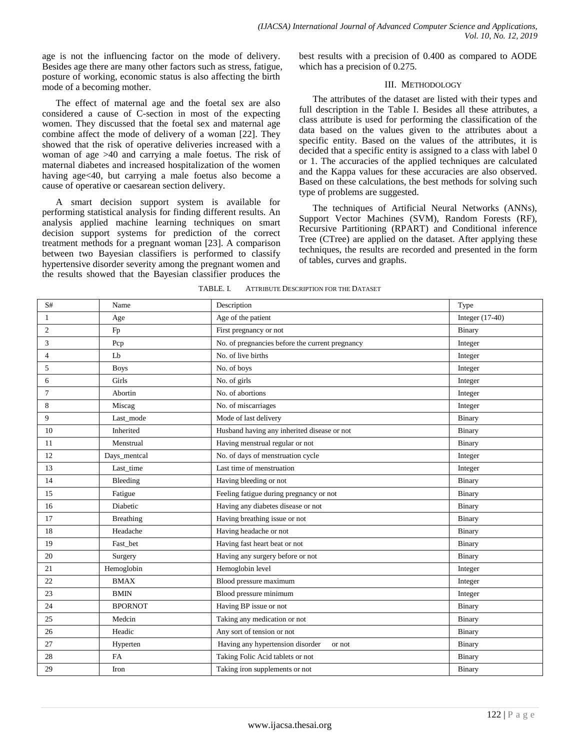age is not the influencing factor on the mode of delivery. Besides age there are many other factors such as stress, fatigue, posture of working, economic status is also affecting the birth mode of a becoming mother.

The effect of maternal age and the foetal sex are also considered a cause of C-section in most of the expecting women. They discussed that the foetal sex and maternal age combine affect the mode of delivery of a woman [22]. They showed that the risk of operative deliveries increased with a woman of age >40 and carrying a male foetus. The risk of maternal diabetes and increased hospitalization of the women having age<40, but carrying a male foetus also become a cause of operative or caesarean section delivery.

A smart decision support system is available for performing statistical analysis for finding different results. An analysis applied machine learning techniques on smart decision support systems for prediction of the correct treatment methods for a pregnant woman [23]. A comparison between two Bayesian classifiers is performed to classify hypertensive disorder severity among the pregnant women and the results showed that the Bayesian classifier produces the best results with a precision of 0.400 as compared to AODE which has a precision of 0.275.

## III. Methodology

The attributes of the dataset are listed with their types and full description in the Table I. Besides all these attributes, a class attribute is used for performing the classification of the data based on the values given to the attributes about a specific entity. Based on the values of the attributes, it is decided that a specific entity is assigned to a class with label 0 or 1. The accuracies of the applied techniques are calculated and the Kappa values for these accuracies are also observed. Based on these calculations, the best methods for solving such type of problems are suggested.

The techniques of Artificial Neural Networks (ANNs), Support Vector Machines (SVM), Random Forests (RF), Recursive Partitioning (RPART) and Conditional inference Tree (CTree) are applied on the dataset. After applying these techniques, the results are recorded and presented in the form of tables, curves and graphs.

TABLE. I. Attribute Description for the Dataset

| S# | Name | Description | Type |
|---|---|---|---|
| 1 | Age | Age of the patient | Integer (17-40) |
| 2 | Fp | First pregnancy or not | Binary |
| 3 | Pcp | No. of pregnancies before the current pregnancy | Integer |
| 4 | Lb | No. of live births | Integer |
| 5 | Boys | No. of boys | Integer |
| 6 | Girls | No. of girls | Integer |
| 7 | Abortin | No. of abortions | Integer |
| 8 | Miscag | No. of miscarriages | Integer |
| 9 | Last_mode | Mode of last delivery | Binary |
| 10 | Inherited | Husband having any inherited disease or not | Binary |
| 11 | Menstrual | Having menstrual regular or not | Binary |
| 12 | Days_mentcal | No. of days of menstruation cycle | Integer |
| 13 | Last_time | Last time of menstruation | Integer |
| 14 | Bleeding | Having bleeding or not | Binary |
| 15 | Fatigue | Feeling fatigue during pregnancy or not | Binary |
| 16 | Diabetic | Having any diabetes disease or not | Binary |
| 17 | Breathing | Having breathing issue or not | Binary |
| 18 | Headache | Having headache or not | Binary |
| 19 | Fast_bet | Having fast heart beat or not | Binary |
| 20 | Surgery | Having any surgery before or not | Binary |
| 21 | Hemoglobin | Hemoglobin level | Integer |
| 22 | BMAX | Blood pressure maximum | Integer |
| 23 | BMIN | Blood pressure minimum | Integer |
| 24 | BPORNOT | Having BP issue or not | Binary |
| 25 | Medcin | Taking any medication or not | Binary |
| 26 | Headic | Any sort of tension or not | Binary |
| 27 | Hyperten | Having any hypertension disorder or not | Binary |
| 28 | FA | Taking Folic Acid tablets or not | Binary |
| 29 | Iron | Taking iron supplements or not | Binary |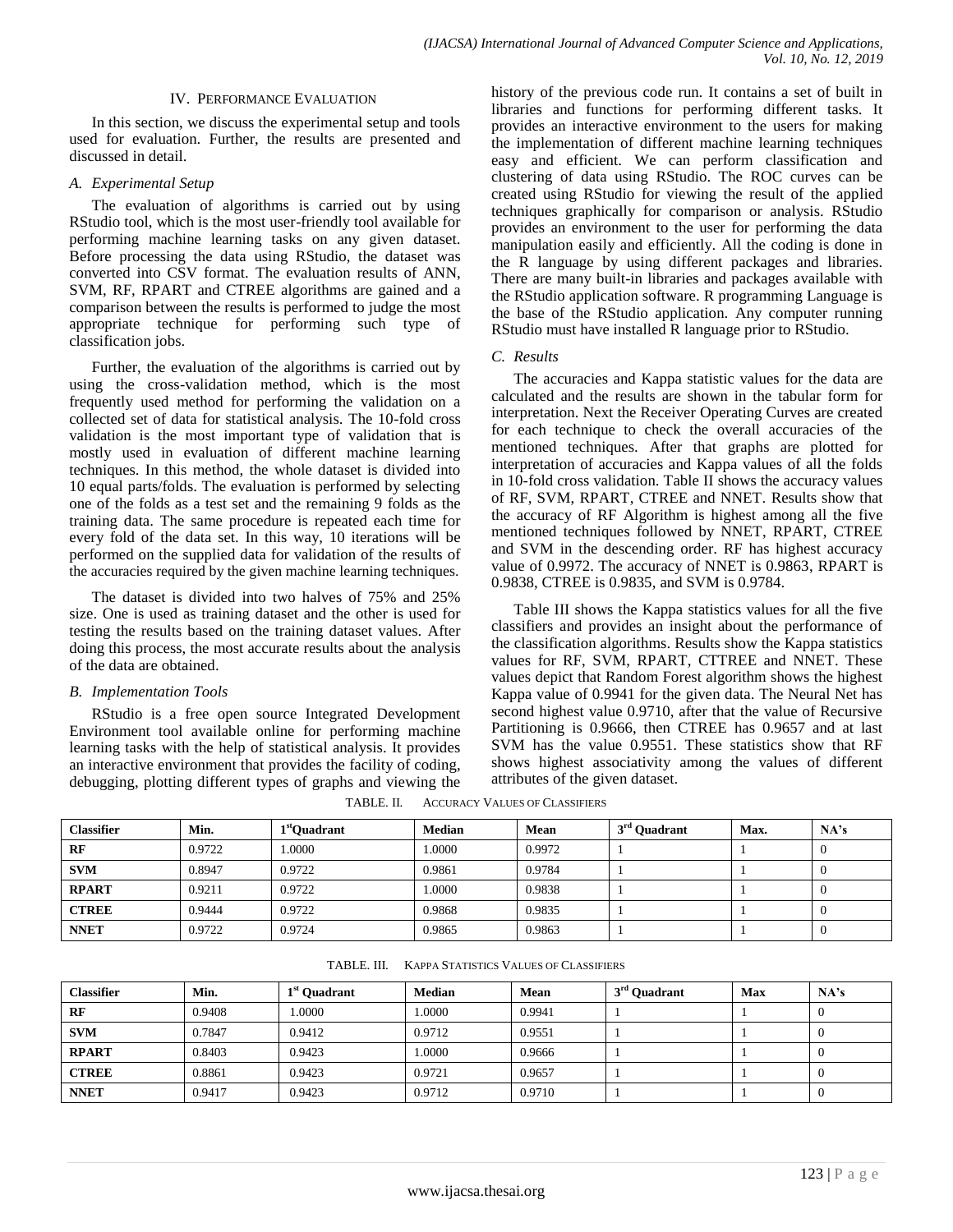## IV. Performance Evaluation

In this section, we discuss the experimental setup and tools used for evaluation. Further, the results are presented and discussed in detail.

### *A. Experimental Setup*

The evaluation of algorithms is carried out by using RStudio tool, which is the most user-friendly tool available for performing machine learning tasks on any given dataset. Before processing the data using RStudio, the dataset was converted into CSV format. The evaluation results of ANN, SVM, RF, RPART and CTREE algorithms are gained and a comparison between the results is performed to judge the most appropriate technique for performing such type of classification jobs.

Further, the evaluation of the algorithms is carried out by using the cross-validation method, which is the most frequently used method for performing the validation on a collected set of data for statistical analysis. The 10-fold cross validation is the most important type of validation that is mostly used in evaluation of different machine learning techniques. In this method, the whole dataset is divided into 10 equal parts/folds. The evaluation is performed by selecting one of the folds as a test set and the remaining 9 folds as the training data. The same procedure is repeated each time for every fold of the data set. In this way, 10 iterations will be performed on the supplied data for validation of the results of the accuracies required by the given machine learning techniques.

The dataset is divided into two halves of 75% and 25% size. One is used as training dataset and the other is used for testing the results based on the training dataset values. After doing this process, the most accurate results about the analysis of the data are obtained.

### *B. Implementation Tools*

RStudio is a free open source Integrated Development Environment tool available online for performing machine learning tasks with the help of statistical analysis. It provides an interactive environment that provides the facility of coding, debugging, plotting different types of graphs and viewing the history of the previous code run. It contains a set of built in libraries and functions for performing different tasks. It provides an interactive environment to the users for making the implementation of different machine learning techniques easy and efficient. We can perform classification and clustering of data using RStudio. The ROC curves can be created using RStudio for viewing the result of the applied techniques graphically for comparison or analysis. RStudio provides an environment to the user for performing the data manipulation easily and efficiently. All the coding is done in the R language by using different packages and libraries. There are many built-in libraries and packages available with the RStudio application software. R programming Language is the base of the RStudio application. Any computer running RStudio must have installed R language prior to RStudio.

### *C. Results*

The accuracies and Kappa statistic values for the data are calculated and the results are shown in the tabular form for interpretation. Next the Receiver Operating Curves are created for each technique to check the overall accuracies of the mentioned techniques. After that graphs are plotted for interpretation of accuracies and Kappa values of all the folds in 10-fold cross validation. Table II shows the accuracy values of RF, SVM, RPART, CTREE and NNET. Results show that the accuracy of RF Algorithm is highest among all the five mentioned techniques followed by NNET, RPART, CTREE and SVM in the descending order. RF has highest accuracy value of 0.9972. The accuracy of NNET is 0.9863, RPART is 0.9838, CTREE is 0.9835, and SVM is 0.9784.

Table III shows the Kappa statistics values for all the five classifiers and provides an insight about the performance of the classification algorithms. Results show the Kappa statistics values for RF, SVM, RPART, CTTREE and NNET. These values depict that Random Forest algorithm shows the highest Kappa value of 0.9941 for the given data. The Neural Net has second highest value 0.9710, after that the value of Recursive Partitioning is 0.9666, then CTREE has 0.9657 and at last SVM has the value 0.9551. These statistics show that RF shows highest associativity among the values of different attributes of the given dataset.

TABLE. II. Accuracy Values of Classifiers

| Classifier | Min. | 1stQuadrant | Median | Mean | 3rd Quadrant | Max. | NA's |
|---|---|---|---|---|---|---|---|
| **RF** | 0.9722 | 1.0000 | 1.0000 | 0.9972 | 1 | 1 | 0 |
| **SVM** | 0.8947 | 0.9722 | 0.9861 | 0.9784 | 1 | 1 | 0 |
| **RPART** | 0.9211 | 0.9722 | 1.0000 | 0.9838 | 1 | 1 | 0 |
| **CTREE** | 0.9444 | 0.9722 | 0.9868 | 0.9835 | 1 | 1 | 0 |
| **NNET** | 0.9722 | 0.9724 | 0.9865 | 0.9863 | 1 | 1 | 0 |

TABLE. III. Kappa Statistics Values of Classifiers

| Classifier | Min. | 1st Quadrant | Median | Mean | 3rd Quadrant | Max | NA's |
|---|---|---|---|---|---|---|---|
| **RF** | 0.9408 | 1.0000 | 1.0000 | 0.9941 | 1 | 1 | 0 |
| **SVM** | 0.7847 | 0.9412 | 0.9712 | 0.9551 | 1 | 1 | 0 |
| **RPART** | 0.8403 | 0.9423 | 1.0000 | 0.9666 | 1 | 1 | 0 |
| **CTREE** | 0.8861 | 0.9423 | 0.9721 | 0.9657 | 1 | 1 | 0 |
| **NNET** | 0.9417 | 0.9423 | 0.9712 | 0.9710 | 1 | 1 | 0 |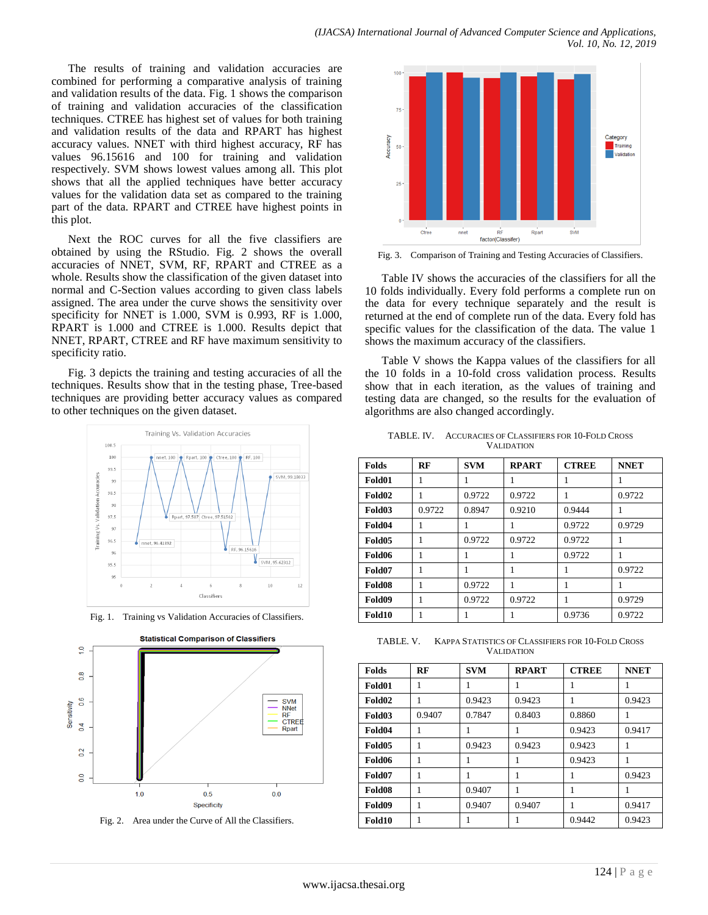The results of training and validation accuracies are combined for performing a comparative analysis of training and validation results of the data. Fig. 1 shows the comparison of training and validation accuracies of the classification techniques. CTREE has highest set of values for both training and validation results of the data and RPART has highest accuracy values. NNET with third highest accuracy, RF has values 96.15616 and 100 for training and validation respectively. SVM shows lowest values among all. This plot shows that all the applied techniques have better accuracy values for the validation data set as compared to the training part of the data. RPART and CTREE have highest points in this plot.

Next the ROC curves for all the five classifiers are obtained by using the RStudio. Fig. 2 shows the overall accuracies of NNET, SVM, RF, RPART and CTREE as a whole. Results show the classification of the given dataset into normal and C-Section values according to given class labels assigned. The area under the curve shows the sensitivity over specificity for NNET is 1.000, SVM is 0.993, RF is 1.000, RPART is 1.000 and CTREE is 1.000. Results depict that NNET, RPART, CTREE and RF have maximum sensitivity to specificity ratio.

Fig. 3 depicts the training and testing accuracies of all the techniques. Results show that in the testing phase, Tree-based techniques are providing better accuracy values as compared to other techniques on the given dataset.

Fig. 1. Training vs Validation Accuracies of Classifiers.

Fig. 2. Area under the Curve of All the Classifiers.

Fig. 3. Comparison of Training and Testing Accuracies of Classifiers.

Table IV shows the accuracies of the classifiers for all the 10 folds individually. Every fold performs a complete run on the data for every technique separately and the result is returned at the end of complete run of the data. Every fold has specific values for the classification of the data. The value 1 shows the maximum accuracy of the classifiers.

Table V shows the Kappa values of the classifiers for all the 10 folds in a 10-fold cross validation process. Results show that in each iteration, as the values of training and testing data are changed, so the results for the evaluation of algorithms are also changed accordingly.

TABLE IV. ACCURACIES OF CLASSIFIERS FOR 10-FOLD CROSS VALIDATION

| Folds | RF | SVM | RPART | CTREE | NNET |
|---|---|---|---|---|---|
| Fold01 | 1 | 1 | 1 | 1 | 1 |
| Fold02 | 1 | 0.9722 | 0.9722 | 1 | 0.9722 |
| Fold03 | 0.9722 | 0.8947 | 0.9210 | 0.9444 | 1 |
| Fold04 | 1 | 1 | 1 | 0.9722 | 0.9729 |
| Fold05 | 1 | 0.9722 | 0.9722 | 0.9722 | 1 |
| Fold06 | 1 | 1 | 1 | 0.9722 | 1 |
| Fold07 | 1 | 1 | 1 | 1 | 0.9722 |
| Fold08 | 1 | 0.9722 | 1 | 1 | 1 |
| Fold09 | 1 | 0.9722 | 0.9722 | 1 | 0.9729 |
| Fold10 | 1 | 1 | 1 | 0.9736 | 0.9722 |

TABLE V. KAPPA STATISTICS OF CLASSIFIERS FOR 10-FOLD CROSS VALIDATION

| Folds | RF | SVM | RPART | CTREE | NNET |
|---|---|---|---|---|---|
| Fold01 | 1 | 1 | 1 | 1 | 1 |
| Fold02 | 1 | 0.9423 | 0.9423 | 1 | 0.9423 |
| Fold03 | 0.9407 | 0.7847 | 0.8403 | 0.8860 | 1 |
| Fold04 | 1 | 1 | 1 | 0.9423 | 0.9417 |
| Fold05 | 1 | 0.9423 | 0.9423 | 0.9423 | 1 |
| Fold06 | 1 | 1 | 1 | 0.9423 | 1 |
| Fold07 | 1 | 1 | 1 | 1 | 0.9423 |
| Fold08 | 1 | 0.9407 | 1 | 1 | 1 |
| Fold09 | 1 | 0.9407 | 0.9407 | 1 | 0.9417 |
| Fold10 | 1 | 1 | 1 | 0.9442 | 0.9423 |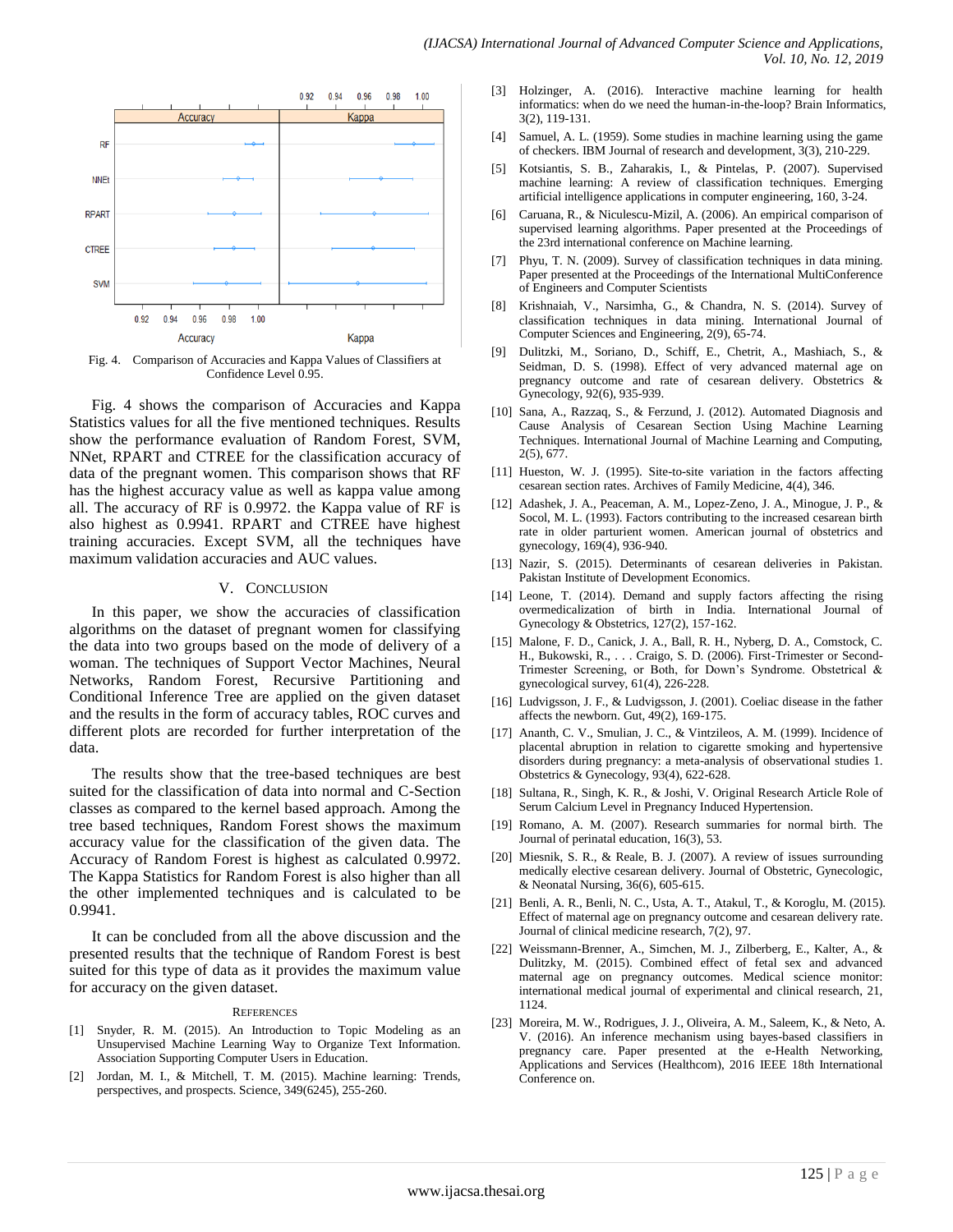0.92 0.94 0.96 0.98 1.00

Accuracy

Kappa

RF

NNEt

RPART

CTREE

SVM

0.92 0.94 0.96 0.98 1.00

Accuracy

Kappa

Fig. 4. Comparison of Accuracies and Kappa Values of Classifiers at Confidence Level 0.95.

Fig. 4 shows the comparison of Accuracies and Kappa Statistics values for all the five mentioned techniques. Results show the performance evaluation of Random Forest, SVM, NNet, RPART and CTREE for the classification accuracy of data of the pregnant women. This comparison shows that RF has the highest accuracy value as well as kappa value among all. The accuracy of RF is 0.9972. the Kappa value of RF is also highest as 0.9941. RPART and CTREE have highest training accuracies. Except SVM, all the techniques have maximum validation accuracies and AUC values.

## V. Conclusion

In this paper, we show the accuracies of classification algorithms on the dataset of pregnant women for classifying the data into two groups based on the mode of delivery of a woman. The techniques of Support Vector Machines, Neural Networks, Random Forest, Recursive Partitioning and Conditional Inference Tree are applied on the given dataset and the results in the form of accuracy tables, ROC curves and different plots are recorded for further interpretation of the data.

The results show that the tree-based techniques are best suited for the classification of data into normal and C-Section classes as compared to the kernel based approach. Among the tree based techniques, Random Forest shows the maximum accuracy value for the classification of the given data. The Accuracy of Random Forest is highest as calculated 0.9972. The Kappa Statistics for Random Forest is also higher than all the other implemented techniques and is calculated to be 0.9941.

It can be concluded from all the above discussion and the presented results that the technique of Random Forest is best suited for this type of data as it provides the maximum value for accuracy on the given dataset.

## References

[1] Snyder, R. M. (2015). An Introduction to Topic Modeling as an Unsupervised Machine Learning Way to Organize Text Information. Association Supporting Computer Users in Education.

[2] Jordan, M. I., & Mitchell, T. M. (2015). Machine learning: Trends, perspectives, and prospects. Science, 349(6245), 255-260.

[3] Holzinger, A. (2016). Interactive machine learning for health informatics: when do we need the human-in-the-loop? Brain Informatics, 3(2), 119-131.

[4] Samuel, A. L. (1959). Some studies in machine learning using the game of checkers. IBM Journal of research and development, 3(3), 210-229.

[5] Kotsiantis, S. B., Zaharakis, I., & Pintelas, P. (2007). Supervised machine learning: A review of classification techniques. Emerging artificial intelligence applications in computer engineering, 160, 3-24.

[6] Caruana, R., & Niculescu-Mizil, A. (2006). An empirical comparison of supervised learning algorithms. Paper presented at the Proceedings of the 23rd international conference on Machine learning.

[7] Phyu, T. N. (2009). Survey of classification techniques in data mining. Paper presented at the Proceedings of the International MultiConference of Engineers and Computer Scientists

[8] Krishnaiah, V., Narsimha, G., & Chandra, N. S. (2014). Survey of classification techniques in data mining. International Journal of Computer Sciences and Engineering, 2(9), 65-74.

[9] Dulitzki, M., Soriano, D., Schiff, E., Chetrit, A., Mashiach, S., & Seidman, D. S. (1998). Effect of very advanced maternal age on pregnancy outcome and rate of cesarean delivery. Obstetrics & Gynecology, 92(6), 935-939.

[10] Sana, A., Razzaq, S., & Ferzund, J. (2012). Automated Diagnosis and Cause Analysis of Cesarean Section Using Machine Learning Techniques. International Journal of Machine Learning and Computing, 2(5), 677.

[11] Hueston, W. J. (1995). Site-to-site variation in the factors affecting cesarean section rates. Archives of Family Medicine, 4(4), 346.

[12] Adashek, J. A., Peaceman, A. M., Lopez-Zeno, J. A., Minogue, J. P., & Socol, M. L. (1993). Factors contributing to the increased cesarean birth rate in older parturient women. American journal of obstetrics and gynecology, 169(4), 936-940.

[13] Nazir, S. (2015). Determinants of cesarean deliveries in Pakistan. Pakistan Institute of Development Economics.

[14] Leone, T. (2014). Demand and supply factors affecting the rising overmedicalization of birth in India. International Journal of Gynecology & Obstetrics, 127(2), 157-162.

[15] Malone, F. D., Canick, J. A., Ball, R. H., Nyberg, D. A., Comstock, C. H., Bukowski, R., . . . Craigo, S. D. (2006). First-Trimester or Second-Trimester Screening, or Both, for Down's Syndrome. Obstetrical & gynecological survey, 61(4), 226-228.

[16] Ludvigsson, J. F., & Ludvigsson, J. (2001). Coeliac disease in the father affects the newborn. Gut, 49(2), 169-175.

[17] Ananth, C. V., Smulian, J. C., & Vintzileos, A. M. (1999). Incidence of placental abruption in relation to cigarette smoking and hypertensive disorders during pregnancy: a meta-analysis of observational studies 1. Obstetrics & Gynecology, 93(4), 622-628.

[18] Sultana, R., Singh, K. R., & Joshi, V. Original Research Article Role of Serum Calcium Level in Pregnancy Induced Hypertension.

[19] Romano, A. M. (2007). Research summaries for normal birth. The Journal of perinatal education, 16(3), 53.

[20] Miesnik, S. R., & Reale, B. J. (2007). A review of issues surrounding medically elective cesarean delivery. Journal of Obstetric, Gynecologic, & Neonatal Nursing, 36(6), 605-615.

[21] Benli, A. R., Benli, N. C., Usta, A. T., Atakul, T., & Koroglu, M. (2015). Effect of maternal age on pregnancy outcome and cesarean delivery rate. Journal of clinical medicine research, 7(2), 97.

[22] Weissmann-Brenner, A., Simchen, M. J., Zilberberg, E., Kalter, A., & Dulitzky, M. (2015). Combined effect of fetal sex and advanced maternal age on pregnancy outcomes. Medical science monitor: international medical journal of experimental and clinical research, 21, 1124.

[23] Moreira, M. W., Rodrigues, J. J., Oliveira, A. M., Saleem, K., & Neto, A. V. (2016). An inference mechanism using bayes-based classifiers in pregnancy care. Paper presented at the e-Health Networking, Applications and Services (Healthcom), 2016 IEEE 18th International Conference on.